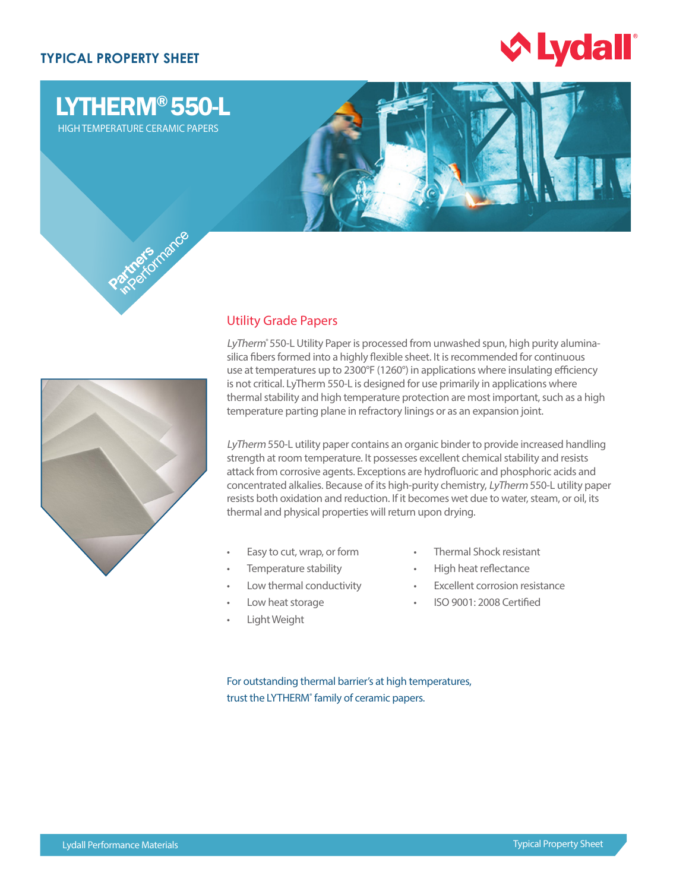TYPICAL PROPERTY SHEET

# LYTHERM® 550-L

HIGH TEMPERATURE CERAMIC PAPERS

Partners in Performance

## Utility Grade Papers

*LyTherm*® 550-L Utility Paper is processed from unwashed spun, high purity alumina-silica fibers formed into a highly flexible sheet. It is recommended for continuous use at temperatures up to 2300°F (1260°) in applications where insulating efficiency is not critical. LyTherm 550-L is designed for use primarily in applications where thermal stability and high temperature protection are most important, such as a high temperature parting plane in refractory linings or as an expansion joint.

*LyTherm* 550-L utility paper contains an organic binder to provide increased handling strength at room temperature. It possesses excellent chemical stability and resists attack from corrosive agents. Exceptions are hydrofluoric and phosphoric acids and concentrated alkalies. Because of its high-purity chemistry, *LyTherm* 550-L utility paper resists both oxidation and reduction. If it becomes wet due to water, steam, or oil, its thermal and physical properties will return upon drying.

- Easy to cut, wrap, or form
- Temperature stability
- Low thermal conductivity
- Low heat storage
- Light Weight
- Thermal Shock resistant
- High heat reflectance
- Excellent corrosion resistance
- ISO 9001: 2008 Certified

For outstanding thermal barrier's at high temperatures, trust the LYTHERM® family of ceramic papers.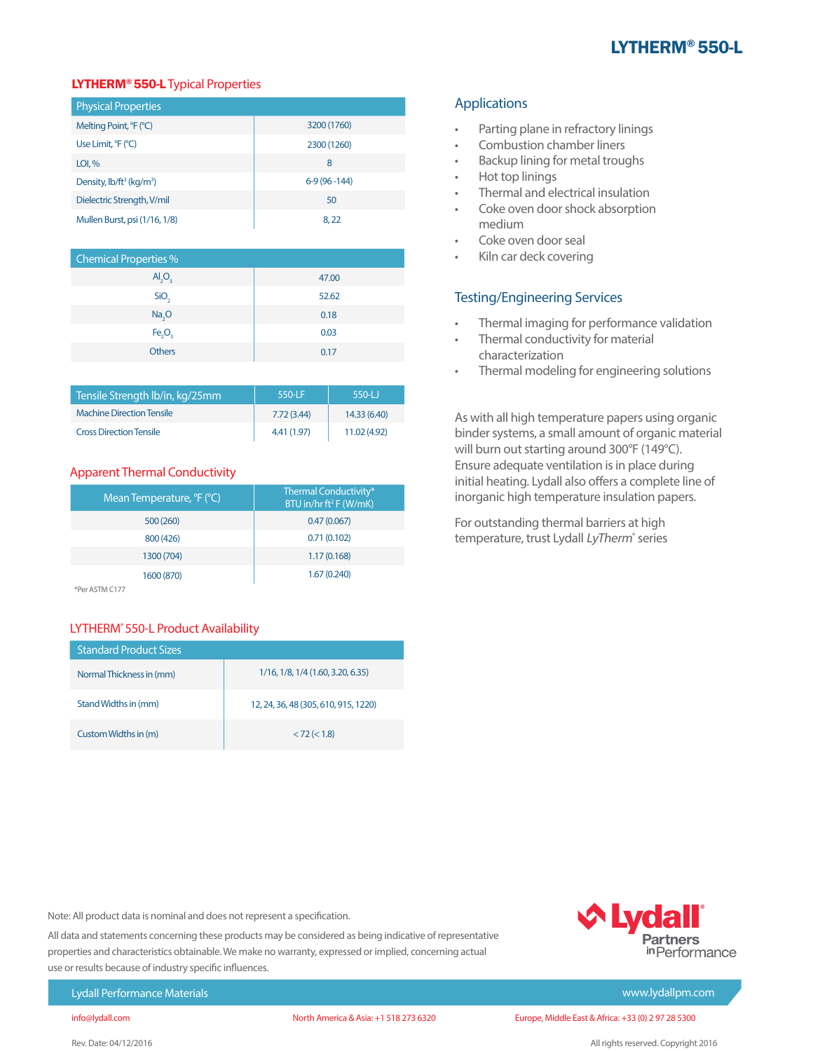# LYTHERM® 550-L

## LYTHERM® 550-L Typical Properties

| Physical Properties | |
|---|---|
| Melting Point, °F (°C) | 3200 (1760) |
| Use Limit, °F (°C) | 2300 (1260) |
| LOI, % | 8 |
| Density, lb/ft³ (kg/m³) | 6-9 (96 -144) |
| Dielectric Strength, V/mil | 50 |
| Mullen Burst, psi (1/16, 1/8) | 8, 22 |

| Chemical Properties % | |
|---|---|
| $Al_2O_3$ | 47.00 |
| $SiO_2$ | 52.62 |
| $Na_2O$ | 0.18 |
| $Fe_2O_3$ | 0.03 |
| Others | 0.17 |

| Tensile Strength lb/in, kg/25mm | 550-LF | 550-LJ |
|---|---|---|
| Machine Direction Tensile | 7.72 (3.44) | 14.33 (6.40) |
| Cross Direction Tensile | 4.41 (1.97) | 11.02 (4.92) |

## Apparent Thermal Conductivity

| Mean Temperature, °F (°C) | Thermal Conductivity* BTU in/hr ft² F (W/mK) |
|---|---|
| 500 (260) | 0.47 (0.067) |
| 800 (426) | 0.71 (0.102) |
| 1300 (704) | 1.17 (0.168) |
| 1600 (870) | 1.67 (0.240) |

*Per ASTM C177

## LYTHERM® 550-L Product Availability

| Standard Product Sizes | |
|---|---|
| Normal Thickness in (mm) | 1/16, 1/8, 1/4 (1.60, 3.20, 6.35) |
| Stand Widths in (mm) | 12, 24, 36, 48 (305, 610, 915, 1220) |
| Custom Widths in (m) | < 72 (< 1.8) |

## Applications

- Parting plane in refractory linings
- Combustion chamber liners
- Backup lining for metal troughs
- Hot top linings
- Thermal and electrical insulation
- Coke oven door shock absorption medium
- Coke oven door seal
- Kiln car deck covering

## Testing/Engineering Services

- Thermal imaging for performance validation
- Thermal conductivity for material characterization
- Thermal modeling for engineering solutions

As with all high temperature papers using organic binder systems, a small amount of organic material will burn out starting around 300°F (149°C). Ensure adequate ventilation is in place during initial heating. Lydall also offers a complete line of inorganic high temperature insulation papers.

For outstanding thermal barriers at high temperature, trust Lydall *LyTherm*® series

Note: All product data is nominal and does not represent a specification.

All data and statements concerning these products may be considered as being indicative of representative properties and characteristics obtainable. We make no warranty, expressed or implied, concerning actual use or results because of industry specific influences.

Lydall® Partners in Performance

Lydall Performance Materials — www.lydallpm.com

info@lydall.com | North America & Asia: +1 518 273 6320 | Europe, Middle East & Africa: +33 (0) 2 97 28 5300

Rev. Date: 04/12/2016 — All rights reserved. Copyright 2016